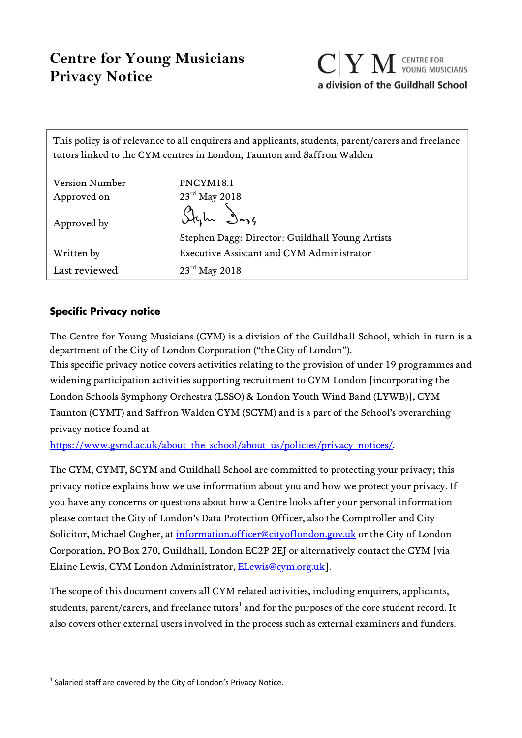# Centre for Young Musicians Privacy Notice

CYM CENTRE FOR YOUNG MUSICIANS
a division of the Guildhall School

| This policy is of relevance to all enquirers and applicants, students, parent/carers and freelance tutors linked to the CYM centres in London, Taunton and Saffron Walden | |
|---|---|
| Version Number | PNCYM18.1 |
| Approved on | 23rd May 2018 |
| Approved by | Stephen Dagg: Director: Guildhall Young Artists |
| Written by | Executive Assistant and CYM Administrator |
| Last reviewed | 23rd May 2018 |

## Specific Privacy notice

The Centre for Young Musicians (CYM) is a division of the Guildhall School, which in turn is a department of the City of London Corporation ("the City of London").
This specific privacy notice covers activities relating to the provision of under 19 programmes and widening participation activities supporting recruitment to CYM London [incorporating the London Schools Symphony Orchestra (LSSO) & London Youth Wind Band (LYWB)], CYM Taunton (CYMT) and Saffron Walden CYM (SCYM) and is a part of the School's overarching privacy notice found at
https://www.gsmd.ac.uk/about_the_school/about_us/policies/privacy_notices/.

The CYM, CYMT, SCYM and Guildhall School are committed to protecting your privacy; this privacy notice explains how we use information about you and how we protect your privacy. If you have any concerns or questions about how a Centre looks after your personal information please contact the City of London's Data Protection Officer, also the Comptroller and City Solicitor, Michael Cogher, at information.officer@cityoflondon.gov.uk or the City of London Corporation, PO Box 270, Guildhall, London EC2P 2EJ or alternatively contact the CYM [via Elaine Lewis, CYM London Administrator, ELewis@cym.org.uk].

The scope of this document covers all CYM related activities, including enquirers, applicants, students, parent/carers, and freelance tutors[1] and for the purposes of the core student record. It also covers other external users involved in the process such as external examiners and funders.

[1] Salaried staff are covered by the City of London's Privacy Notice.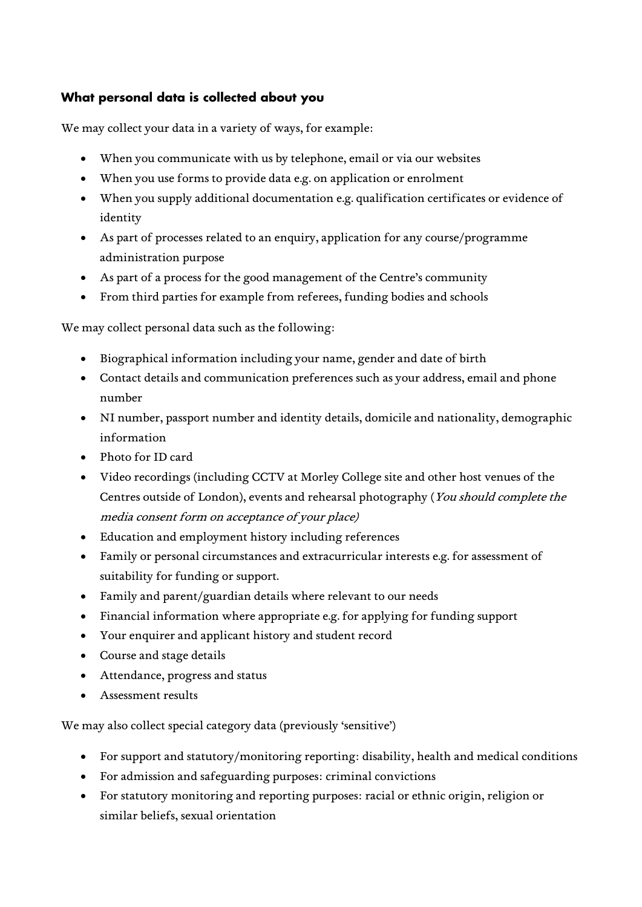### What personal data is collected about you

We may collect your data in a variety of ways, for example:

- When you communicate with us by telephone, email or via our websites
- When you use forms to provide data e.g. on application or enrolment
- When you supply additional documentation e.g. qualification certificates or evidence of identity
- As part of processes related to an enquiry, application for any course/programme administration purpose
- As part of a process for the good management of the Centre's community
- From third parties for example from referees, funding bodies and schools

We may collect personal data such as the following:

- Biographical information including your name, gender and date of birth
- Contact details and communication preferences such as your address, email and phone number
- NI number, passport number and identity details, domicile and nationality, demographic information
- Photo for ID card
- Video recordings (including CCTV at Morley College site and other host venues of the Centres outside of London), events and rehearsal photography (*You should complete the media consent form on acceptance of your place)*
- Education and employment history including references
- Family or personal circumstances and extracurricular interests e.g. for assessment of suitability for funding or support.
- Family and parent/guardian details where relevant to our needs
- Financial information where appropriate e.g. for applying for funding support
- Your enquirer and applicant history and student record
- Course and stage details
- Attendance, progress and status
- Assessment results

We may also collect special category data (previously 'sensitive')

- For support and statutory/monitoring reporting: disability, health and medical conditions
- For admission and safeguarding purposes: criminal convictions
- For statutory monitoring and reporting purposes: racial or ethnic origin, religion or similar beliefs, sexual orientation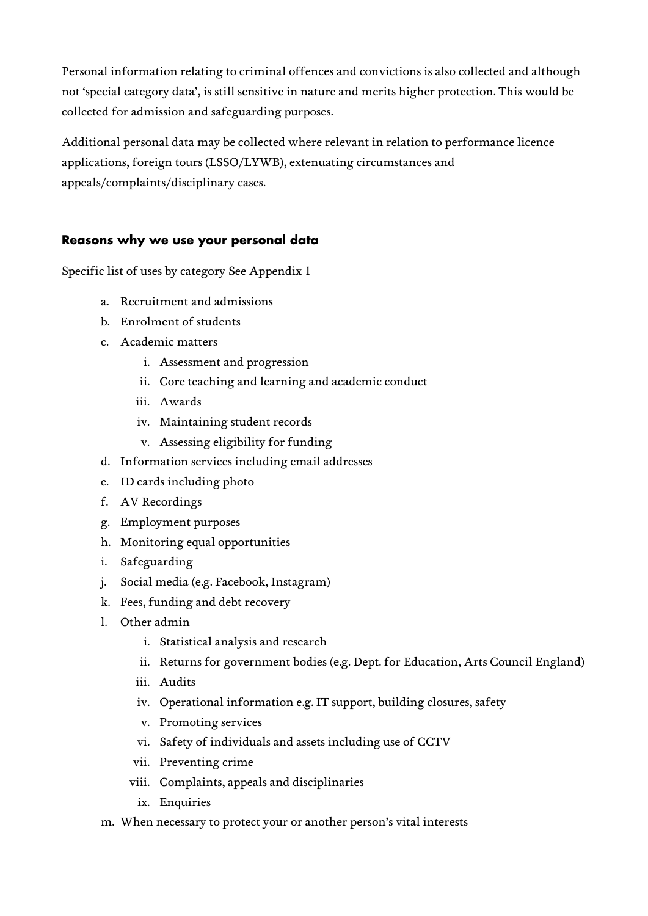Personal information relating to criminal offences and convictions is also collected and although not 'special category data', is still sensitive in nature and merits higher protection. This would be collected for admission and safeguarding purposes.

Additional personal data may be collected where relevant in relation to performance licence applications, foreign tours (LSSO/LYWB), extenuating circumstances and appeals/complaints/disciplinary cases.

## Reasons why we use your personal data

Specific list of uses by category See Appendix 1

a. Recruitment and admissions
b. Enrolment of students
c. Academic matters
    i. Assessment and progression
    ii. Core teaching and learning and academic conduct
    iii. Awards
    iv. Maintaining student records
    v. Assessing eligibility for funding
d. Information services including email addresses
e. ID cards including photo
f. AV Recordings
g. Employment purposes
h. Monitoring equal opportunities
i. Safeguarding
j. Social media (e.g. Facebook, Instagram)
k. Fees, funding and debt recovery
l. Other admin
    i. Statistical analysis and research
    ii. Returns for government bodies (e.g. Dept. for Education, Arts Council England)
    iii. Audits
    iv. Operational information e.g. IT support, building closures, safety
    v. Promoting services
    vi. Safety of individuals and assets including use of CCTV
    vii. Preventing crime
    viii. Complaints, appeals and disciplinaries
    ix. Enquiries
m. When necessary to protect your or another person's vital interests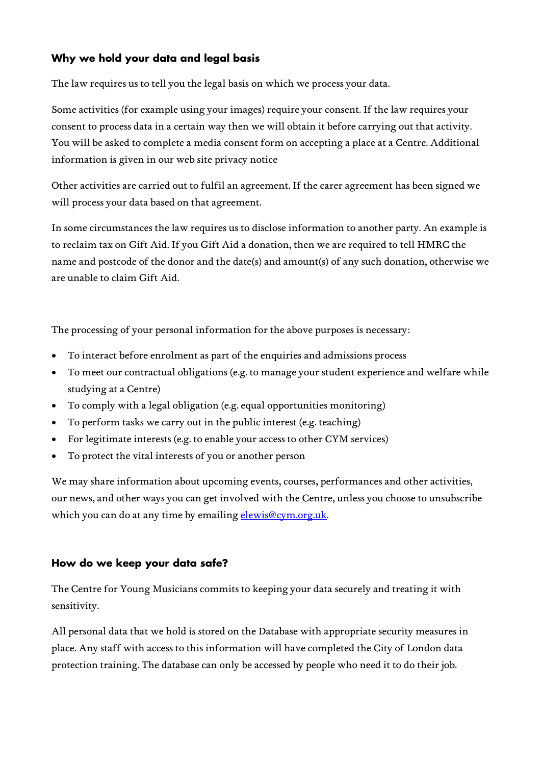### Why we hold your data and legal basis

The law requires us to tell you the legal basis on which we process your data.

Some activities (for example using your images) require your consent. If the law requires your consent to process data in a certain way then we will obtain it before carrying out that activity. You will be asked to complete a media consent form on accepting a place at a Centre. Additional information is given in our web site privacy notice

Other activities are carried out to fulfil an agreement. If the carer agreement has been signed we will process your data based on that agreement.

In some circumstances the law requires us to disclose information to another party. An example is to reclaim tax on Gift Aid. If you Gift Aid a donation, then we are required to tell HMRC the name and postcode of the donor and the date(s) and amount(s) of any such donation, otherwise we are unable to claim Gift Aid.

The processing of your personal information for the above purposes is necessary:

- To interact before enrolment as part of the enquiries and admissions process
- To meet our contractual obligations (e.g. to manage your student experience and welfare while studying at a Centre)
- To comply with a legal obligation (e.g. equal opportunities monitoring)
- To perform tasks we carry out in the public interest (e.g. teaching)
- For legitimate interests (e.g. to enable your access to other CYM services)
- To protect the vital interests of you or another person

We may share information about upcoming events, courses, performances and other activities, our news, and other ways you can get involved with the Centre, unless you choose to unsubscribe which you can do at any time by emailing elewis@cym.org.uk.

### How do we keep your data safe?

The Centre for Young Musicians commits to keeping your data securely and treating it with sensitivity.

All personal data that we hold is stored on the Database with appropriate security measures in place. Any staff with access to this information will have completed the City of London data protection training. The database can only be accessed by people who need it to do their job.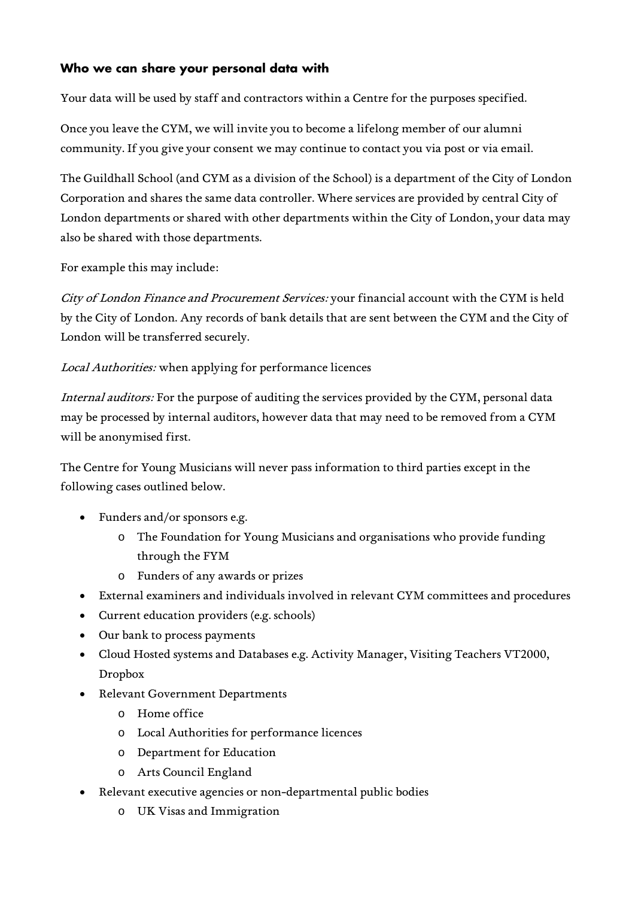### Who we can share your personal data with

Your data will be used by staff and contractors within a Centre for the purposes specified.

Once you leave the CYM, we will invite you to become a lifelong member of our alumni community. If you give your consent we may continue to contact you via post or via email.

The Guildhall School (and CYM as a division of the School) is a department of the City of London Corporation and shares the same data controller. Where services are provided by central City of London departments or shared with other departments within the City of London, your data may also be shared with those departments.

For example this may include:

*City of London Finance and Procurement Services:* your financial account with the CYM is held by the City of London. Any records of bank details that are sent between the CYM and the City of London will be transferred securely.

*Local Authorities:* when applying for performance licences

*Internal auditors:* For the purpose of auditing the services provided by the CYM, personal data may be processed by internal auditors, however data that may need to be removed from a CYM will be anonymised first.

The Centre for Young Musicians will never pass information to third parties except in the following cases outlined below.

- Funders and/or sponsors e.g.
  - The Foundation for Young Musicians and organisations who provide funding through the FYM
  - Funders of any awards or prizes
- External examiners and individuals involved in relevant CYM committees and procedures
- Current education providers (e.g. schools)
- Our bank to process payments
- Cloud Hosted systems and Databases e.g. Activity Manager, Visiting Teachers VT2000, Dropbox
- Relevant Government Departments
  - Home office
  - Local Authorities for performance licences
  - Department for Education
  - Arts Council England
- Relevant executive agencies or non-departmental public bodies
  - UK Visas and Immigration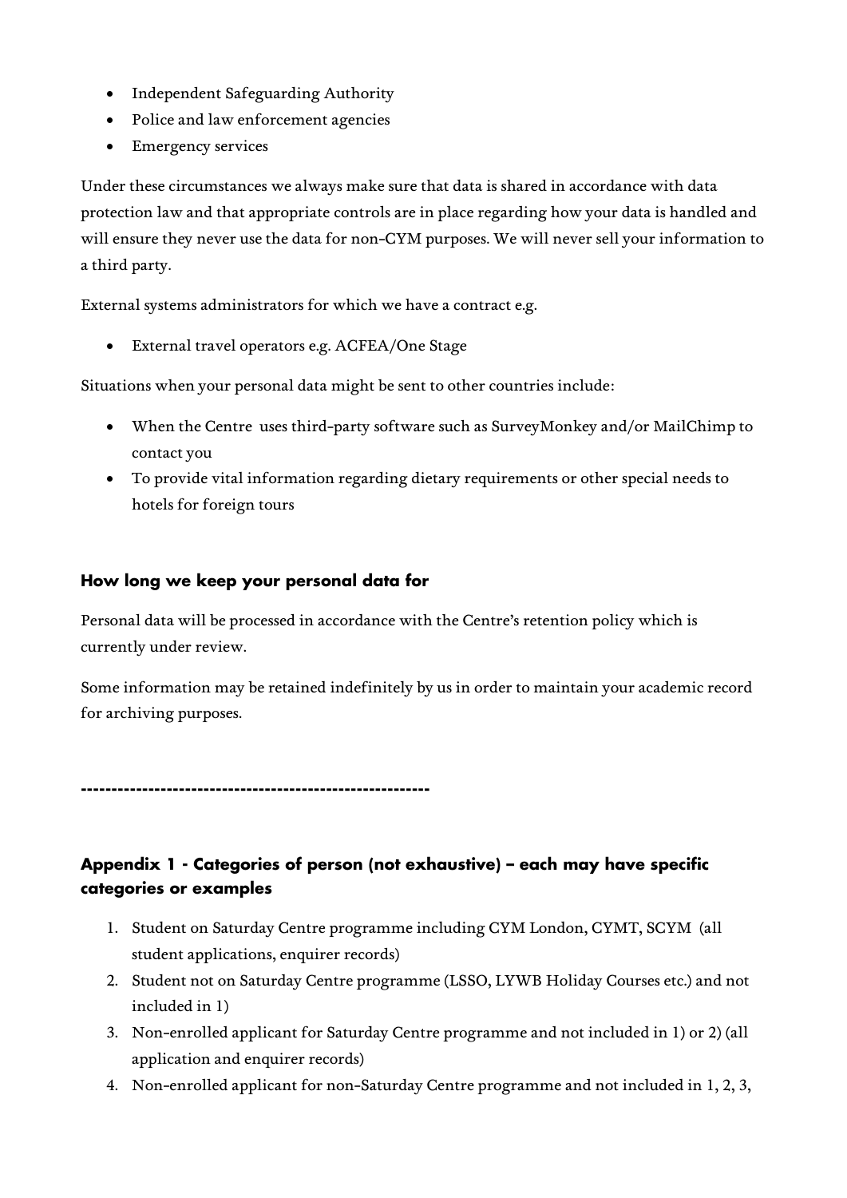- Independent Safeguarding Authority
- Police and law enforcement agencies
- Emergency services

Under these circumstances we always make sure that data is shared in accordance with data protection law and that appropriate controls are in place regarding how your data is handled and will ensure they never use the data for non-CYM purposes. We will never sell your information to a third party.

External systems administrators for which we have a contract e.g.

- External travel operators e.g. ACFEA/One Stage

Situations when your personal data might be sent to other countries include:

- When the Centre uses third-party software such as SurveyMonkey and/or MailChimp to contact you
- To provide vital information regarding dietary requirements or other special needs to hotels for foreign tours

### How long we keep your personal data for

Personal data will be processed in accordance with the Centre's retention policy which is currently under review.

Some information may be retained indefinitely by us in order to maintain your academic record for archiving purposes.

**-------------------------------------------------------**

### Appendix 1 - Categories of person (not exhaustive) – each may have specific categories or examples

1. Student on Saturday Centre programme including CYM London, CYMT, SCYM (all student applications, enquirer records)
2. Student not on Saturday Centre programme (LSSO, LYWB Holiday Courses etc.) and not included in 1)
3. Non-enrolled applicant for Saturday Centre programme and not included in 1) or 2) (all application and enquirer records)
4. Non-enrolled applicant for non-Saturday Centre programme and not included in 1, 2, 3,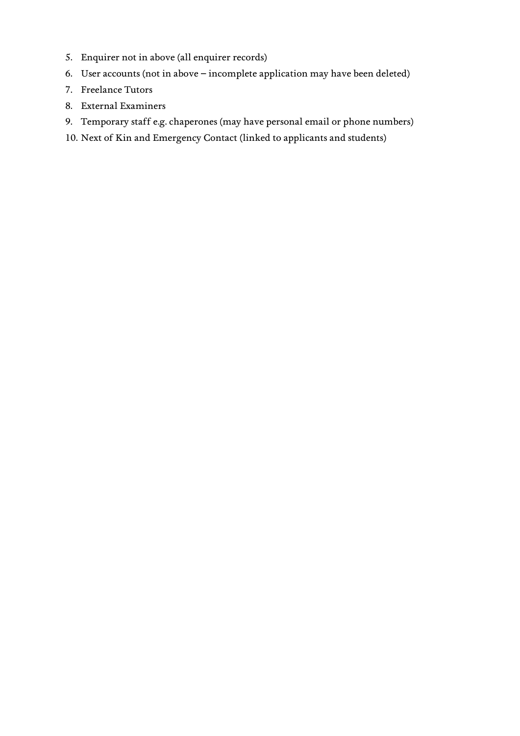5. Enquirer not in above (all enquirer records)
6. User accounts (not in above – incomplete application may have been deleted)
7. Freelance Tutors
8. External Examiners
9. Temporary staff e.g. chaperones (may have personal email or phone numbers)
10. Next of Kin and Emergency Contact (linked to applicants and students)